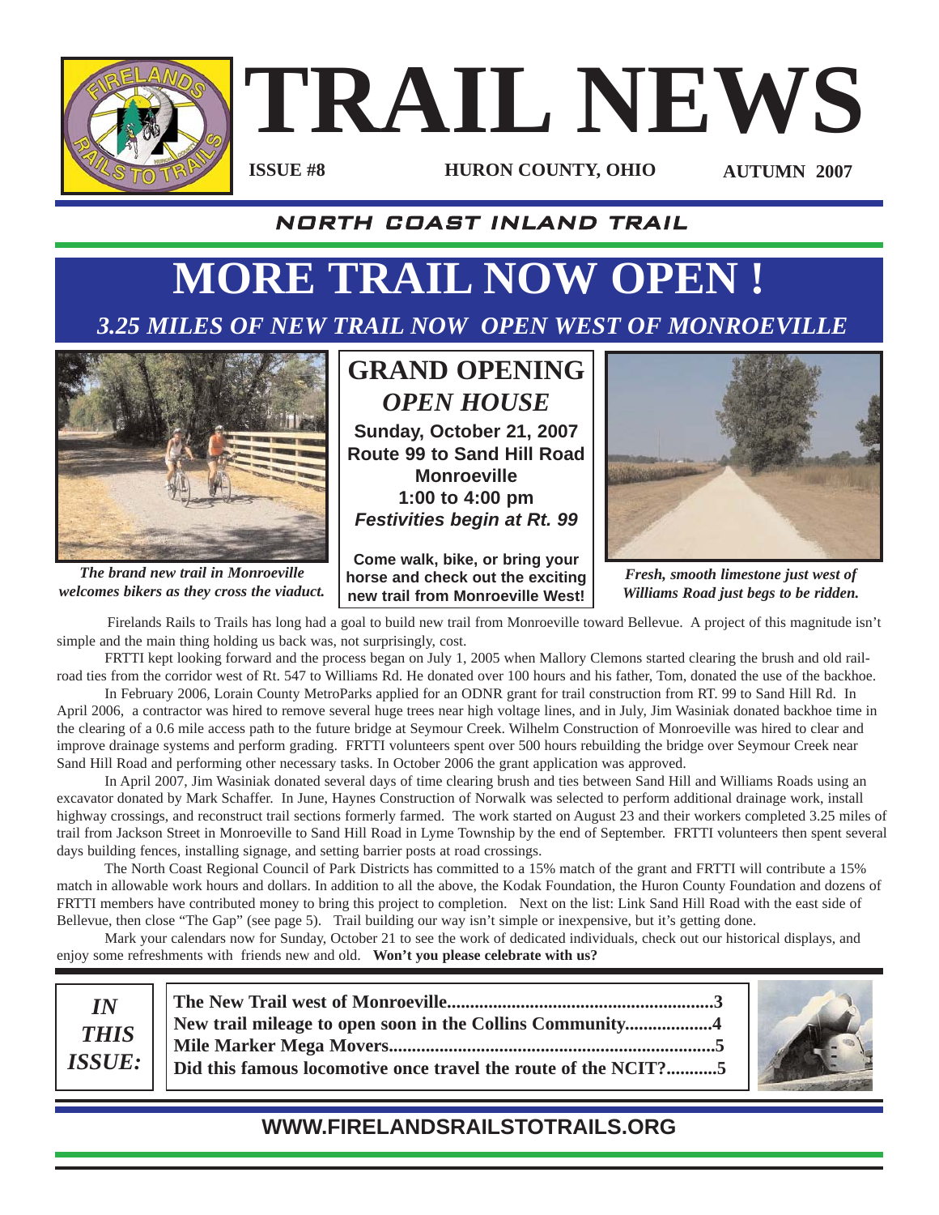# TRAIL NEWS

**ISSUE #8** **HURON COUNTY, OHIO** **AUTUMN 2007**

## NORTH COAST INLAND TRAIL

# MORE TRAIL NOW OPEN !

### *3.25 MILES OF NEW TRAIL NOW OPEN WEST OF MONROEVILLE*

*The brand new trail in Monroeville welcomes bikers as they cross the viaduct.*

## GRAND OPENING
### *OPEN HOUSE*

**Sunday, October 21, 2007**
**Route 99 to Sand Hill Road**
**Monroeville**
**1:00 to 4:00 pm**
***Festivities begin at Rt. 99***

**Come walk, bike, or bring your horse and check out the exciting new trail from Monroeville West!**

*Fresh, smooth limestone just west of Williams Road just begs to be ridden.*

Firelands Rails to Trails has long had a goal to build new trail from Monroeville toward Bellevue. A project of this magnitude isn't simple and the main thing holding us back was, not surprisingly, cost.

FRTTI kept looking forward and the process began on July 1, 2005 when Mallory Clemons started clearing the brush and old railroad ties from the corridor west of Rt. 547 to Williams Rd. He donated over 100 hours and his father, Tom, donated the use of the backhoe.

In February 2006, Lorain County MetroParks applied for an ODNR grant for trail construction from RT. 99 to Sand Hill Rd. In April 2006, a contractor was hired to remove several huge trees near high voltage lines, and in July, Jim Wasiniak donated backhoe time in the clearing of a 0.6 mile access path to the future bridge at Seymour Creek. Wilhelm Construction of Monroeville was hired to clear and improve drainage systems and perform grading. FRTTI volunteers spent over 500 hours rebuilding the bridge over Seymour Creek near Sand Hill Road and performing other necessary tasks. In October 2006 the grant application was approved.

In April 2007, Jim Wasiniak donated several days of time clearing brush and ties between Sand Hill and Williams Roads using an excavator donated by Mark Schaffer. In June, Haynes Construction of Norwalk was selected to perform additional drainage work, install highway crossings, and reconstruct trail sections formerly farmed. The work started on August 23 and their workers completed 3.25 miles of trail from Jackson Street in Monroeville to Sand Hill Road in Lyme Township by the end of September. FRTTI volunteers then spent several days building fences, installing signage, and setting barrier posts at road crossings.

The North Coast Regional Council of Park Districts has committed to a 15% match of the grant and FRTTI will contribute a 15% match in allowable work hours and dollars. In addition to all the above, the Kodak Foundation, the Huron County Foundation and dozens of FRTTI members have contributed money to bring this project to completion. Next on the list: Link Sand Hill Road with the east side of Bellevue, then close "The Gap" (see page 5). Trail building our way isn't simple or inexpensive, but it's getting done.

Mark your calendars now for Sunday, October 21 to see the work of dedicated individuals, check out our historical displays, and enjoy some refreshments with friends new and old. **Won't you please celebrate with us?**

***IN THIS ISSUE:***

**The New Trail west of Monroeville..........................................................3**
**New trail mileage to open soon in the Collins Community...................4**
**Mile Marker Mega Movers......................................................................5**
**Did this famous locomotive once travel the route of the NCIT?...........5**

**WWW.FIRELANDSRAILSTOTRAILS.ORG**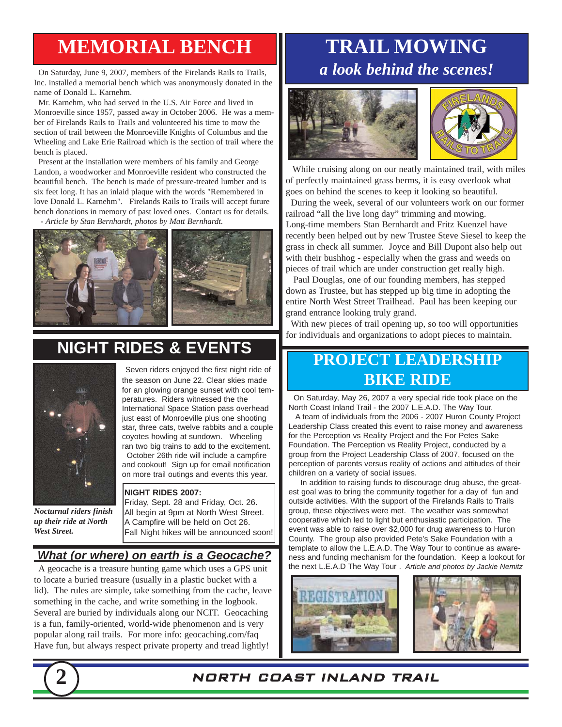# MEMORIAL BENCH

On Saturday, June 9, 2007, members of the Firelands Rails to Trails, Inc. installed a memorial bench which was anonymously donated in the name of Donald L. Karnehm.

Mr. Karnehm, who had served in the U.S. Air Force and lived in Monroeville since 1957, passed away in October 2006. He was a member of Firelands Rails to Trails and volunteered his time to mow the section of trail between the Monroeville Knights of Columbus and the Wheeling and Lake Erie Railroad which is the section of trail where the bench is placed.

Present at the installation were members of his family and George Landon, a woodworker and Monroeville resident who constructed the beautiful bench. The bench is made of pressure-treated lumber and is six feet long. It has an inlaid plaque with the words "Remembered in love Donald L. Karnehm". Firelands Rails to Trails will accept future bench donations in memory of past loved ones. Contact us for details.

*- Article by Stan Bernhardt, photos by Matt Bernhardt.*

# NIGHT RIDES & EVENTS

Seven riders enjoyed the first night ride of the season on June 22. Clear skies made for an glowing orange sunset with cool temperatures. Riders witnessed the the International Space Station pass overhead just east of Monroeville plus one shooting star, three cats, twelve rabbits and a couple coyotes howling at sundown. Wheeling ran two big trains to add to the excitement.

October 26th ride will include a campfire and cookout! Sign up for email notification on more trail outings and events this year.

*Nocturnal riders finish up their ride at North West Street.*

**NIGHT RIDES 2007:**
Friday, Sept. 28 and Friday, Oct. 26.
All begin at 9pm at North West Street.
A Campfire will be held on Oct 26.
Fall Night hikes will be announced soon!

## What (or where) on earth is a Geocache?

A geocache is a treasure hunting game which uses a GPS unit to locate a buried treasure (usually in a plastic bucket with a lid). The rules are simple, take something from the cache, leave something in the cache, and write something in the logbook. Several are buried by individuals along our NCIT. Geocaching is a fun, family-oriented, world-wide phenomenon and is very popular along rail trails. For more info: geocaching.com/faq Have fun, but always respect private property and tread lightly!

# TRAIL MOWING
## *a look behind the scenes!*

While cruising along on our neatly maintained trail, with miles of perfectly maintained grass berms, it is easy overlook what goes on behind the scenes to keep it looking so beautiful.

During the week, several of our volunteers work on our former railroad "all the live long day" trimming and mowing. Long-time members Stan Bernhardt and Fritz Kuenzel have recently been helped out by new Trustee Steve Siesel to keep the grass in check all summer. Joyce and Bill Dupont also help out with their bushhog - especially when the grass and weeds on pieces of trail which are under construction get really high.

Paul Douglas, one of our founding members, has stepped down as Trustee, but has stepped up big time in adopting the entire North West Street Trailhead. Paul has been keeping our grand entrance looking truly grand.

With new pieces of trail opening up, so too will opportunities for individuals and organizations to adopt pieces to maintain.

# PROJECT LEADERSHIP BIKE RIDE

On Saturday, May 26, 2007 a very special ride took place on the North Coast Inland Trail - the 2007 L.E.A.D. The Way Tour.

A team of individuals from the 2006 - 2007 Huron County Project Leadership Class created this event to raise money and awareness for the Perception vs Reality Project and the For Petes Sake Foundation. The Perception vs Reality Project, conducted by a group from the Project Leadership Class of 2007, focused on the perception of parents versus reality of actions and attitudes of their children on a variety of social issues.

In addition to raising funds to discourage drug abuse, the greatest goal was to bring the community together for a day of fun and outside activities. With the support of the Firelands Rails to Trails group, these objectives were met. The weather was somewhat cooperative which led to light but enthusiastic participation. The event was able to raise over $2,000 for drug awareness to Huron County. The group also provided Pete's Sake Foundation with a template to allow the L.E.A.D. The Way Tour to continue as awareness and funding mechanism for the foundation. Keep a lookout for the next L.E.A.D The Way Tour . *Article and photos by Jackie Nemitz*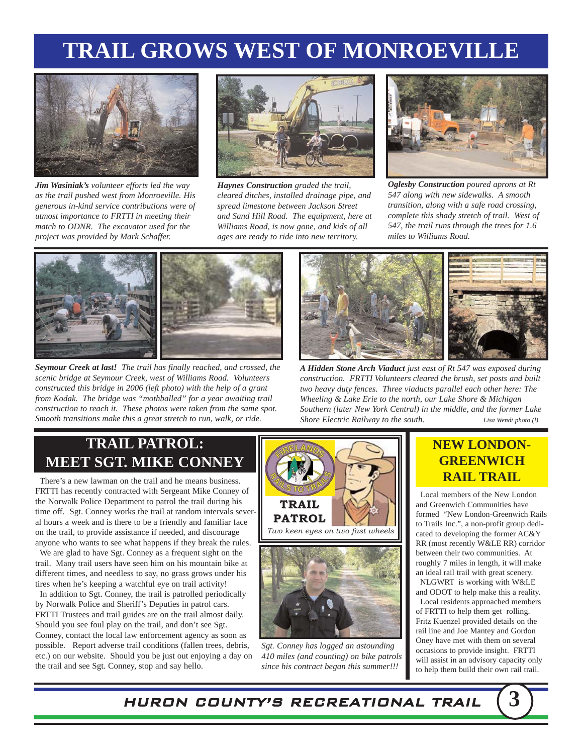# TRAIL GROWS WEST OF MONROEVILLE

***Jim Wasiniak's*** *volunteer efforts led the way as the trail pushed west from Monroeville. His generous in-kind service contributions were of utmost importance to FRTTI in meeting their match to ODNR. The excavator used for the project was provided by Mark Schaffer.*

***Haynes Construction*** *graded the trail, cleared ditches, installed drainage pipe, and spread limestone between Jackson Street and Sand Hill Road. The equipment, here at Williams Road, is now gone, and kids of all ages are ready to ride into new territory.*

***Oglesby Construction*** *poured aprons at Rt 547 along with new sidewalks. A smooth transition, along with a safe road crossing, complete this shady stretch of trail. West of 547, the trail runs through the trees for 1.6 miles to Williams Road.*

***Seymour Creek at last!*** *The trail has finally reached, and crossed, the scenic bridge at Seymour Creek, west of Williams Road. Volunteers constructed this bridge in 2006 (left photo) with the help of a grant from Kodak. The bridge was "mothballed" for a year awaiting trail construction to reach it. These photos were taken from the same spot. Smooth transitions make this a great stretch to run, walk, or ride.*

***A Hidden Stone Arch Viaduct*** *just east of Rt 547 was exposed during construction. FRTTI Volunteers cleared the brush, set posts and built two heavy duty fences. Three viaducts parallel each other here: The Wheeling & Lake Erie to the north, our Lake Shore & Michigan Southern (later New York Central) in the middle, and the former Lake Shore Electric Railway to the south.* *Lisa Wendt photo (l)*

## TRAIL PATROL: MEET SGT. MIKE CONNEY

There's a new lawman on the trail and he means business. FRTTI has recently contracted with Sergeant Mike Conney of the Norwalk Police Department to patrol the trail during his time off. Sgt. Conney works the trail at random intervals several hours a week and is there to be a friendly and familiar face on the trail, to provide assistance if needed, and discourage anyone who wants to see what happens if they break the rules.

We are glad to have Sgt. Conney as a frequent sight on the trail. Many trail users have seen him on his mountain bike at different times, and needless to say, no grass grows under his tires when he's keeping a watchful eye on trail activity!

In addition to Sgt. Conney, the trail is patrolled periodically by Norwalk Police and Sheriff's Deputies in patrol cars. FRTTI Trustees and trail guides are on the trail almost daily. Should you see foul play on the trail, and don't see Sgt. Conney, contact the local law enforcement agency as soon as possible. Report adverse trail conditions (fallen trees, debris, etc.) on our website. Should you be just out enjoying a day on the trail and see Sgt. Conney, stop and say hello.

FIRELANDS RAILS TO TRAILS

**TRAIL PATROL**

*Two keen eyes on two fast wheels*

*Sgt. Conney has logged an astounding 410 miles (and counting) on bike patrols since his contract began this summer!!!*

## NEW LONDON-GREENWICH RAIL TRAIL

Local members of the New London and Greenwich Communities have formed "New London-Greenwich Rails to Trails Inc.", a non-profit group dedicated to developing the former AC&Y RR (most recently W&LE RR) corridor between their two communities. At roughly 7 miles in length, it will make an ideal rail trail with great scenery.

NLGWRT is working with W&LE and ODOT to help make this a reality.

Local residents approached members of FRTTI to help them get rolling. Fritz Kuenzel provided details on the rail line and Joe Mantey and Gordon Oney have met with them on several occasions to provide insight. FRTTI will assist in an advisory capacity only to help them build their own rail trail.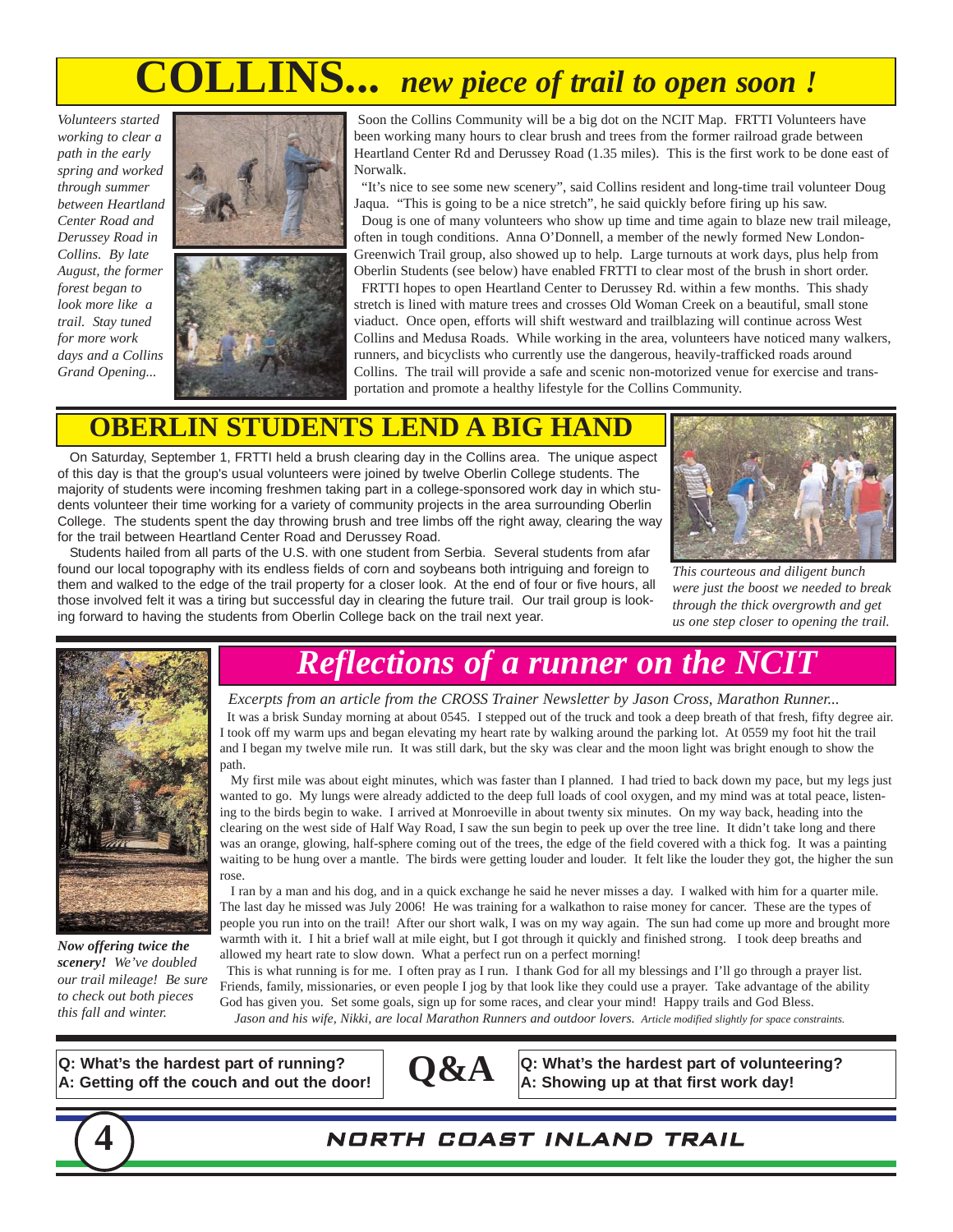# COLLINS... *new piece of trail to open soon !*

*Volunteers started working to clear a path in the early spring and worked through summer between Heartland Center Road and Derussey Road in Collins. By late August, the former forest began to look more like a trail. Stay tuned for more work days and a Collins Grand Opening...*

Soon the Collins Community will be a big dot on the NCIT Map. FRTTI Volunteers have been working many hours to clear brush and trees from the former railroad grade between Heartland Center Rd and Derussey Road (1.35 miles). This is the first work to be done east of Norwalk.

"It's nice to see some new scenery", said Collins resident and long-time trail volunteer Doug Jaqua. "This is going to be a nice stretch", he said quickly before firing up his saw.

Doug is one of many volunteers who show up time and time again to blaze new trail mileage, often in tough conditions. Anna O'Donnell, a member of the newly formed New London-Greenwich Trail group, also showed up to help. Large turnouts at work days, plus help from Oberlin Students (see below) have enabled FRTTI to clear most of the brush in short order.

FRTTI hopes to open Heartland Center to Derussey Rd. within a few months. This shady stretch is lined with mature trees and crosses Old Woman Creek on a beautiful, small stone viaduct. Once open, efforts will shift westward and trailblazing will continue across West Collins and Medusa Roads. While working in the area, volunteers have noticed many walkers, runners, and bicyclists who currently use the dangerous, heavily-trafficked roads around Collins. The trail will provide a safe and scenic non-motorized venue for exercise and transportation and promote a healthy lifestyle for the Collins Community.

## OBERLIN STUDENTS LEND A BIG HAND

On Saturday, September 1, FRTTI held a brush clearing day in the Collins area. The unique aspect of this day is that the group's usual volunteers were joined by twelve Oberlin College students. The majority of students were incoming freshmen taking part in a college-sponsored work day in which students volunteer their time working for a variety of community projects in the area surrounding Oberlin College. The students spent the day throwing brush and tree limbs off the right away, clearing the way for the trail between Heartland Center Road and Derussey Road.

Students hailed from all parts of the U.S. with one student from Serbia. Several students from afar found our local topography with its endless fields of corn and soybeans both intriguing and foreign to them and walked to the edge of the trail property for a closer look. At the end of four or five hours, all those involved felt it was a tiring but successful day in clearing the future trail. Our trail group is looking forward to having the students from Oberlin College back on the trail next year.

*This courteous and diligent bunch were just the boost we needed to break through the thick overgrowth and get us one step closer to opening the trail.*

## *Reflections of a runner on the NCIT*

*Excerpts from an article from the CROSS Trainer Newsletter by Jason Cross, Marathon Runner...*

It was a brisk Sunday morning at about 0545. I stepped out of the truck and took a deep breath of that fresh, fifty degree air. I took off my warm ups and began elevating my heart rate by walking around the parking lot. At 0559 my foot hit the trail and I began my twelve mile run. It was still dark, but the sky was clear and the moon light was bright enough to show the path.

My first mile was about eight minutes, which was faster than I planned. I had tried to back down my pace, but my legs just wanted to go. My lungs were already addicted to the deep full loads of cool oxygen, and my mind was at total peace, listening to the birds begin to wake. I arrived at Monroeville in about twenty six minutes. On my way back, heading into the clearing on the west side of Half Way Road, I saw the sun begin to peek up over the tree line. It didn't take long and there was an orange, glowing, half-sphere coming out of the trees, the edge of the field covered with a thick fog. It was a painting waiting to be hung over a mantle. The birds were getting louder and louder. It felt like the louder they got, the higher the sun rose.

I ran by a man and his dog, and in a quick exchange he said he never misses a day. I walked with him for a quarter mile. The last day he missed was July 2006! He was training for a walkathon to raise money for cancer. These are the types of people you run into on the trail! After our short walk, I was on my way again. The sun had come up more and brought more warmth with it. I hit a brief wall at mile eight, but I got through it quickly and finished strong. I took deep breaths and allowed my heart rate to slow down. What a perfect run on a perfect morning!

This is what running is for me. I often pray as I run. I thank God for all my blessings and I'll go through a prayer list. Friends, family, missionaries, or even people I jog by that look like they could use a prayer. Take advantage of the ability God has given you. Set some goals, sign up for some races, and clear your mind! Happy trails and God Bless.

*Jason and his wife, Nikki, are local Marathon Runners and outdoor lovers. Article modified slightly for space constraints.*

***Now offering twice the scenery!** We've doubled our trail mileage! Be sure to check out both pieces this fall and winter.*

## Q&A

**Q: What's the hardest part of running?**
**A: Getting off the couch and out the door!**

**Q: What's the hardest part of volunteering?**
**A: Showing up at that first work day!**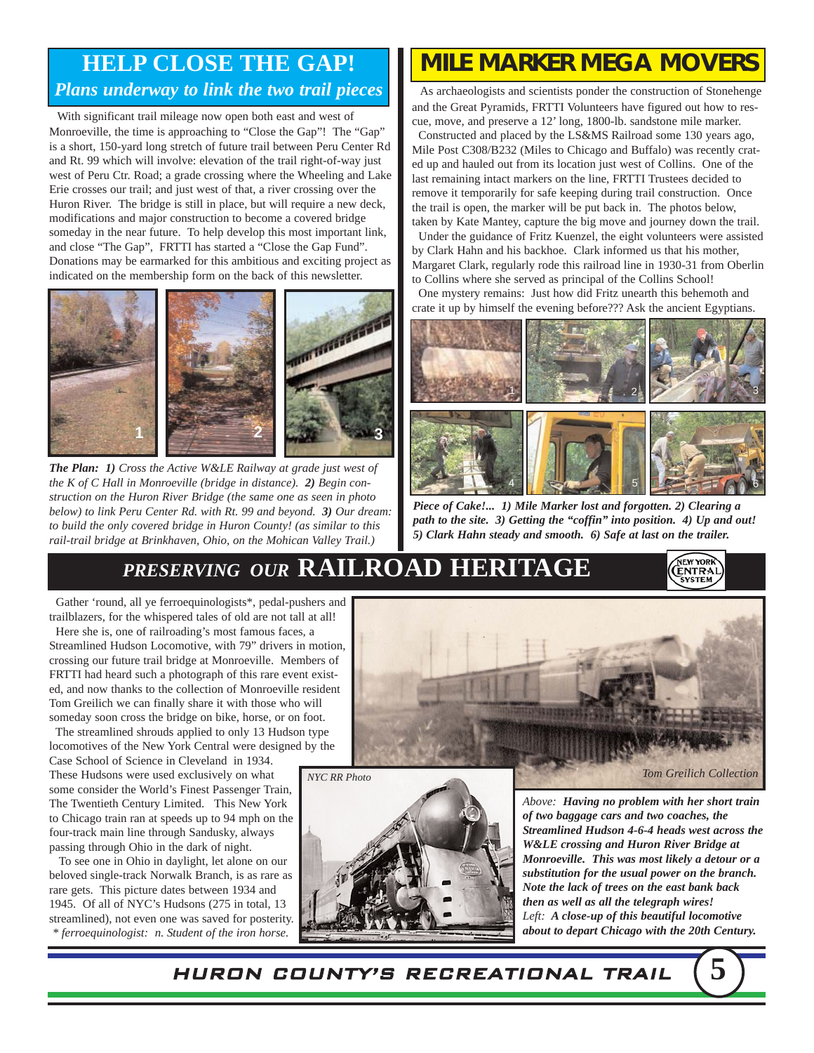# HELP CLOSE THE GAP!

## *Plans underway to link the two trail pieces*

With significant trail mileage now open both east and west of Monroeville, the time is approaching to "Close the Gap"! The "Gap" is a short, 150-yard long stretch of future trail between Peru Center Rd and Rt. 99 which will involve: elevation of the trail right-of-way just west of Peru Ctr. Road; a grade crossing where the Wheeling and Lake Erie crosses our trail; and just west of that, a river crossing over the Huron River. The bridge is still in place, but will require a new deck, modifications and major construction to become a covered bridge someday in the near future. To help develop this most important link, and close "The Gap", FRTTI has started a "Close the Gap Fund". Donations may be earmarked for this ambitious and exciting project as indicated on the membership form on the back of this newsletter.

***The Plan:* 1)** *Cross the Active W&LE Railway at grade just west of the K of C Hall in Monroeville (bridge in distance).* **2)** *Begin construction on the Huron River Bridge (the same one as seen in photo below) to link Peru Center Rd. with Rt. 99 and beyond.* **3)** *Our dream: to build the only covered bridge in Huron County! (as similar to this rail-trail bridge at Brinkhaven, Ohio, on the Mohican Valley Trail.)*

# MILE MARKER MEGA MOVERS

As archaeologists and scientists ponder the construction of Stonehenge and the Great Pyramids, FRTTI Volunteers have figured out how to rescue, move, and preserve a 12' long, 1800-lb. sandstone mile marker.

Constructed and placed by the LS&MS Railroad some 130 years ago, Mile Post C308/B232 (Miles to Chicago and Buffalo) was recently crated up and hauled out from its location just west of Collins. One of the last remaining intact markers on the line, FRTTI Trustees decided to remove it temporarily for safe keeping during trail construction. Once the trail is open, the marker will be put back in. The photos below, taken by Kate Mantey, capture the big move and journey down the trail.

Under the guidance of Fritz Kuenzel, the eight volunteers were assisted by Clark Hahn and his backhoe. Clark informed us that his mother, Margaret Clark, regularly rode this railroad line in 1930-31 from Oberlin to Collins where she served as principal of the Collins School!

One mystery remains: Just how did Fritz unearth this behemoth and crate it up by himself the evening before??? Ask the ancient Egyptians.

***Piece of Cake!... 1) Mile Marker lost and forgotten. 2) Clearing a path to the site. 3) Getting the "coffin" into position. 4) Up and out! 5) Clark Hahn steady and smooth. 6) Safe at last on the trailer.***

# *PRESERVING OUR* RAILROAD HERITAGE

Gather 'round, all ye ferroequinologists*, pedal-pushers and trailblazers, for the whispered tales of old are not tall at all!

Here she is, one of railroading's most famous faces, a Streamlined Hudson Locomotive, with 79" drivers in motion, crossing our future trail bridge at Monroeville. Members of FRTTI had heard such a photograph of this rare event existed, and now thanks to the collection of Monroeville resident Tom Greilich we can finally share it with those who will someday soon cross the bridge on bike, horse, or on foot.

The streamlined shrouds applied to only 13 Hudson type locomotives of the New York Central were designed by the Case School of Science in Cleveland in 1934. These Hudsons were used exclusively on what some consider the World's Finest Passenger Train, The Twentieth Century Limited. This New York to Chicago train ran at speeds up to 94 mph on the four-track main line through Sandusky, always passing through Ohio in the dark of night.

To see one in Ohio in daylight, let alone on our beloved single-track Norwalk Branch, is as rare as rare gets. This picture dates between 1934 and 1945. Of all of NYC's Hudsons (275 in total, 13 streamlined), not even one was saved for posterity.

*\* ferroequinologist: n. Student of the iron horse.*

*Tom Greilich Collection*

*NYC RR Photo*

*Above:* ***Having no problem with her short train of two baggage cars and two coaches, the Streamlined Hudson 4-6-4 heads west across the W&LE crossing and Huron River Bridge at Monroeville. This was most likely a detour or a substitution for the usual power on the branch. Note the lack of trees on the east bank back then as well as all the telegraph wires!***
*Left:* ***A close-up of this beautiful locomotive about to depart Chicago with the 20th Century.***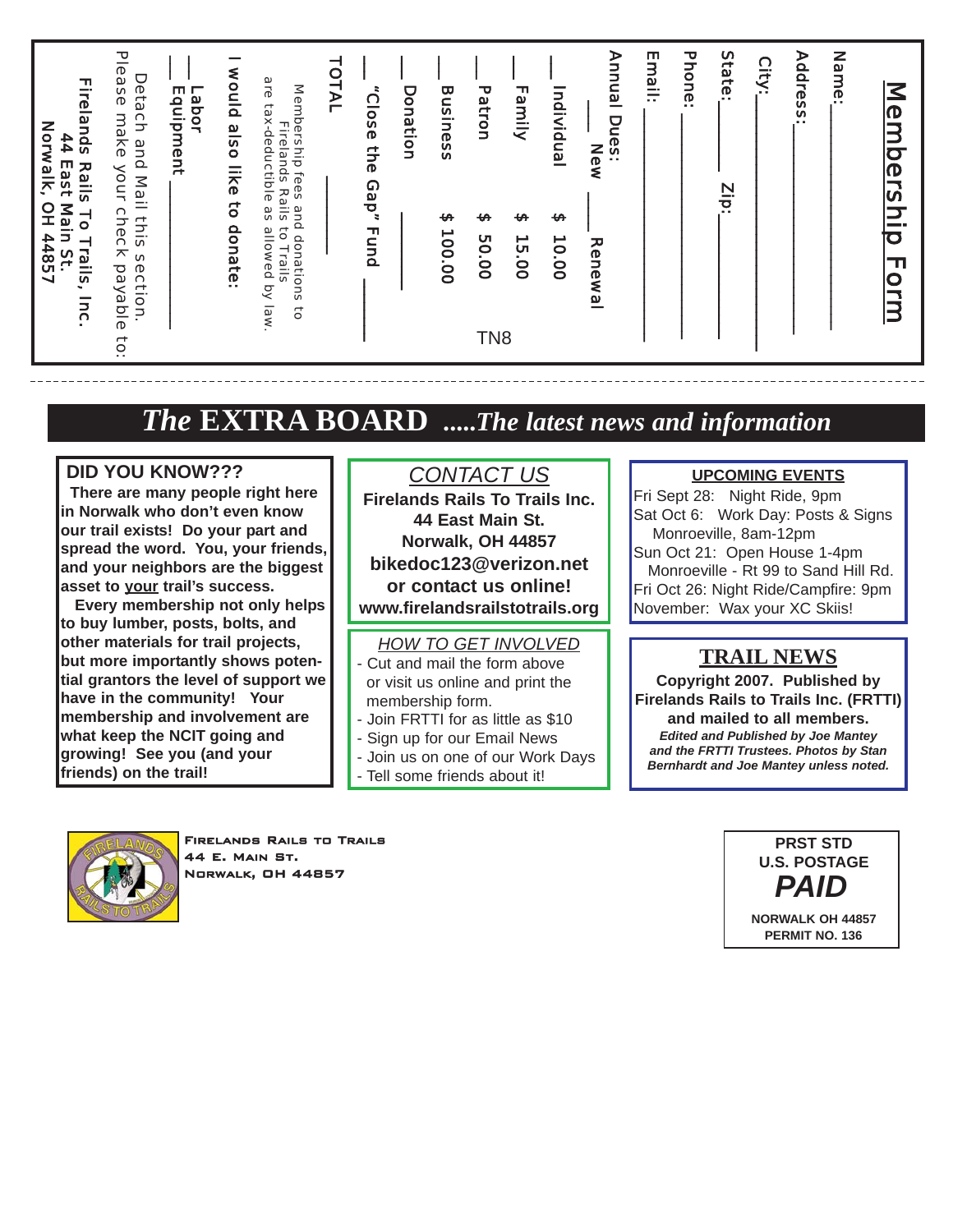# Membership Form

Name: ______________________

Address: ______________________

City: ______________________

State: ______ Zip: ______

Phone: ______________________

Email: ______________________

Annual Dues: ___ New ___ Renewal

___ Individual $ 10.00

___ Family $ 15.00

___ Patron $ 50.00

___ Business $ 100.00

___ Donation ______

___ "Close the Gap" Fund ______

TOTAL ______

TN8

Membership fees and donations to Firelands Rails to Trails are tax-deductible as allowed by law.

I would also like to donate:

___ Labor

___ Equipment ______

Detach and Mail this section.
Please make your check payable to:

**Firelands Rails To Trails, Inc.**
**44 East Main St.**
**Norwalk, OH 44857**

---

# *The* EXTRA BOARD *.....The latest news and information*

## DID YOU KNOW???

**There are many people right here in Norwalk who don't even know our trail exists! Do your part and spread the word. You, your friends, and your neighbors are the biggest asset to your trail's success.**

**Every membership not only helps to buy lumber, posts, bolts, and other materials for trail projects, but more importantly shows potential grantors the level of support we have in the community! Your membership and involvement are what keep the NCIT going and growing! See you (and your friends) on the trail!**

## *CONTACT US*

**Firelands Rails To Trails Inc.**
**44 East Main St.**
**Norwalk, OH 44857**
**bikedoc123@verizon.net**
**or contact us online!**
**www.firelandsrailstotrails.org**

## *HOW TO GET INVOLVED*

- Cut and mail the form above or visit us online and print the membership form.
- Join FRTTI for as little as $10
- Sign up for our Email News
- Join us on one of our Work Days
- Tell some friends about it!

## UPCOMING EVENTS

Fri Sept 28: Night Ride, 9pm
Sat Oct 6: Work Day: Posts & Signs
Monroeville, 8am-12pm
Sun Oct 21: Open House 1-4pm
Monroeville - Rt 99 to Sand Hill Rd.
Fri Oct 26: Night Ride/Campfire: 9pm
November: Wax your XC Skiis!

## TRAIL NEWS

**Copyright 2007. Published by Firelands Rails to Trails Inc. (FRTTI) and mailed to all members.**

***Edited and Published by Joe Mantey and the FRTTI Trustees. Photos by Stan Bernhardt and Joe Mantey unless noted.***

FIRELANDS RAILS TO TRAILS
44 E. MAIN ST.
NORWALK, OH 44857

PRST STD
U.S. POSTAGE
***PAID***
NORWALK OH 44857
PERMIT NO. 136